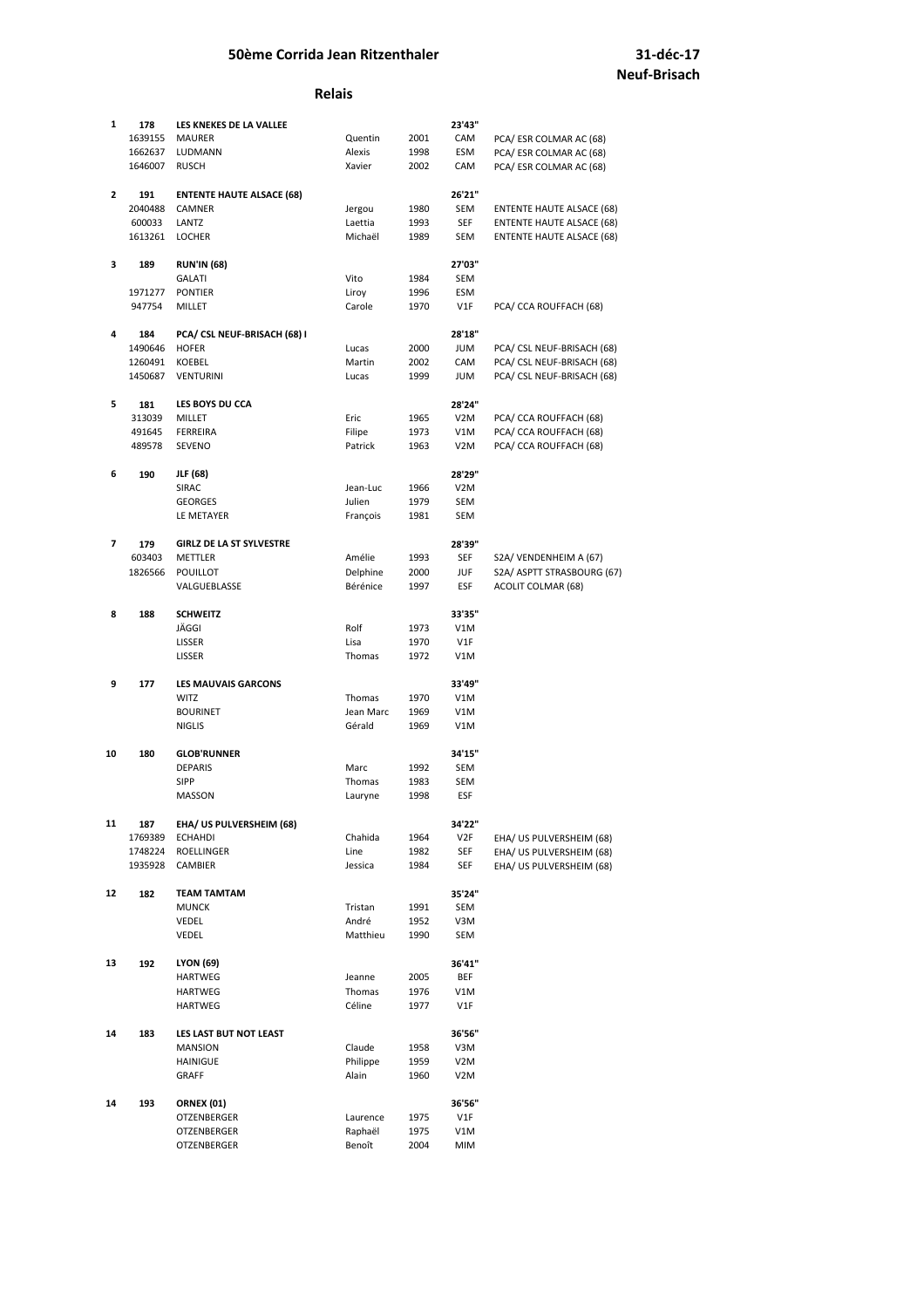# 50ème Corrida Jean Ritzenthaler

**31-déc-17**
**Neuf-Brisach**

## Relais

| Pl. | Dossard / Licence | Équipe / Nom | Prénom | Année | Temps / Cat. | Club |
|---|---|---|---|---|---|---|
| 1 | 178 | **LES KNEKES DE LA VALLEE** | | | 23'43" | |
| | 1639155 | MAURER | Quentin | 2001 | CAM | PCA/ ESR COLMAR AC (68) |
| | 1662637 | LUDMANN | Alexis | 1998 | ESM | PCA/ ESR COLMAR AC (68) |
| | 1646007 | RUSCH | Xavier | 2002 | CAM | PCA/ ESR COLMAR AC (68) |
| 2 | 191 | **ENTENTE HAUTE ALSACE (68)** | | | 26'21" | |
| | 2040488 | CAMNER | Jergou | 1980 | SEM | ENTENTE HAUTE ALSACE (68) |
| | 600033 | LANTZ | Laettia | 1993 | SEF | ENTENTE HAUTE ALSACE (68) |
| | 1613261 | LOCHER | Michaël | 1989 | SEM | ENTENTE HAUTE ALSACE (68) |
| 3 | 189 | **RUN'IN (68)** | | | 27'03" | |
| | | GALATI | Vito | 1984 | SEM | |
| | 1971277 | PONTIER | Liroy | 1996 | ESM | |
| | 947754 | MILLET | Carole | 1970 | V1F | PCA/ CCA ROUFFACH (68) |
| 4 | 184 | **PCA/ CSL NEUF-BRISACH (68) I** | | | 28'18" | |
| | 1490646 | HOFER | Lucas | 2000 | JUM | PCA/ CSL NEUF-BRISACH (68) |
| | 1260491 | KOEBEL | Martin | 2002 | CAM | PCA/ CSL NEUF-BRISACH (68) |
| | 1450687 | VENTURINI | Lucas | 1999 | JUM | PCA/ CSL NEUF-BRISACH (68) |
| 5 | 181 | **LES BOYS DU CCA** | | | 28'24" | |
| | 313039 | MILLET | Eric | 1965 | V2M | PCA/ CCA ROUFFACH (68) |
| | 491645 | FERREIRA | Filipe | 1973 | V1M | PCA/ CCA ROUFFACH (68) |
| | 489578 | SEVENO | Patrick | 1963 | V2M | PCA/ CCA ROUFFACH (68) |
| 6 | 190 | **JLF (68)** | | | 28'29" | |
| | | SIRAC | Jean-Luc | 1966 | V2M | |
| | | GEORGES | Julien | 1979 | SEM | |
| | | LE METAYER | François | 1981 | SEM | |
| 7 | 179 | **GIRLZ DE LA ST SYLVESTRE** | | | 28'39" | |
| | 603403 | METTLER | Amélie | 1993 | SEF | S2A/ VENDENHEIM A (67) |
| | 1826566 | POUILLOT | Delphine | 2000 | JUF | S2A/ ASPTT STRASBOURG (67) |
| | | VALGUEBLASSE | Bérénice | 1997 | ESF | ACOLIT COLMAR (68) |
| 8 | 188 | **SCHWEITZ** | | | 33'35" | |
| | | JÄGGI | Rolf | 1973 | V1M | |
| | | LISSER | Lisa | 1970 | V1F | |
| | | LISSER | Thomas | 1972 | V1M | |
| 9 | 177 | **LES MAUVAIS GARCONS** | | | 33'49" | |
| | | WITZ | Thomas | 1970 | V1M | |
| | | BOURINET | Jean Marc | 1969 | V1M | |
| | | NIGLIS | Gérald | 1969 | V1M | |
| 10 | 180 | **GLOB'RUNNER** | | | 34'15" | |
| | | DEPARIS | Marc | 1992 | SEM | |
| | | SIPP | Thomas | 1983 | SEM | |
| | | MASSON | Lauryne | 1998 | ESF | |
| 11 | 187 | **EHA/ US PULVERSHEIM (68)** | | | 34'22" | |
| | 1769389 | ECHAHDI | Chahida | 1964 | V2F | EHA/ US PULVERSHEIM (68) |
| | 1748224 | ROELLINGER | Line | 1982 | SEF | EHA/ US PULVERSHEIM (68) |
| | 1935928 | CAMBIER | Jessica | 1984 | SEF | EHA/ US PULVERSHEIM (68) |
| 12 | 182 | **TEAM TAMTAM** | | | 35'24" | |
| | | MUNCK | Tristan | 1991 | SEM | |
| | | VEDEL | André | 1952 | V3M | |
| | | VEDEL | Matthieu | 1990 | SEM | |
| 13 | 192 | **LYON (69)** | | | 36'41" | |
| | | HARTWEG | Jeanne | 2005 | BEF | |
| | | HARTWEG | Thomas | 1976 | V1M | |
| | | HARTWEG | Céline | 1977 | V1F | |
| 14 | 183 | **LES LAST BUT NOT LEAST** | | | 36'56" | |
| | | MANSION | Claude | 1958 | V3M | |
| | | HAINIGUE | Philippe | 1959 | V2M | |
| | | GRAFF | Alain | 1960 | V2M | |
| 14 | 193 | **ORNEX (01)** | | | 36'56" | |
| | | OTZENBERGER | Laurence | 1975 | V1F | |
| | | OTZENBERGER | Raphaël | 1975 | V1M | |
| | | OTZENBERGER | Benoît | 2004 | MIM | |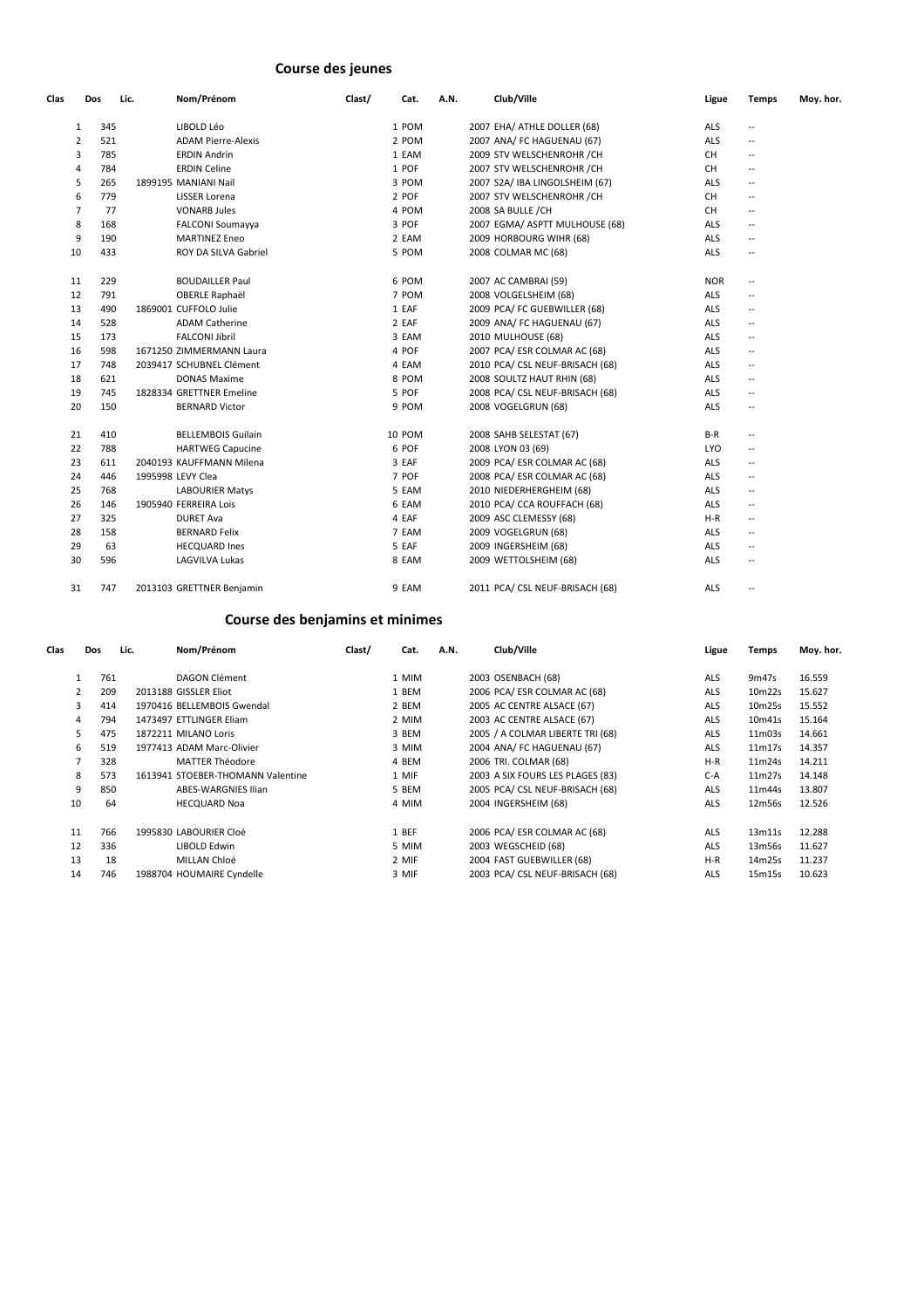## Course des jeunes

| Clas | Dos | Lic. | Nom/Prénom | Clast/ | Cat. | A.N. | Club/Ville | Ligue | Temps | Moy. hor. |
|---|---|---|---|---|---|---|---|---|---|---|
| 1 | 345 | | LIBOLD Léo | | 1 POM | | 2007 EHA/ ATHLE DOLLER (68) | ALS | -- | |
| 2 | 521 | | ADAM Pierre-Alexis | | 2 POM | | 2007 ANA/ FC HAGUENAU (67) | ALS | -- | |
| 3 | 785 | | ERDIN Andrin | | 1 EAM | | 2009 STV WELSCHENROHR /CH | CH | -- | |
| 4 | 784 | | ERDIN Celine | | 1 POF | | 2007 STV WELSCHENROHR /CH | CH | -- | |
| 5 | 265 | 1899195 | MANIANI Nail | | 3 POM | | 2007 S2A/ IBA LINGOLSHEIM (67) | ALS | -- | |
| 6 | 779 | | LISSER Lorena | | 2 POF | | 2007 STV WELSCHENROHR /CH | CH | -- | |
| 7 | 77 | | VONARB Jules | | 4 POM | | 2008 SA BULLE /CH | CH | -- | |
| 8 | 168 | | FALCONI Soumayya | | 3 POF | | 2007 EGMA/ ASPTT MULHOUSE (68) | ALS | -- | |
| 9 | 190 | | MARTINEZ Eneo | | 2 EAM | | 2009 HORBOURG WIHR (68) | ALS | -- | |
| 10 | 433 | | ROY DA SILVA Gabriel | | 5 POM | | 2008 COLMAR MC (68) | ALS | -- | |
| 11 | 229 | | BOUDAILLER Paul | | 6 POM | | 2007 AC CAMBRAI (59) | NOR | -- | |
| 12 | 791 | | OBERLE Raphaël | | 7 POM | | 2008 VOLGELSHEIM (68) | ALS | -- | |
| 13 | 490 | 1869001 | CUFFOLO Julie | | 1 EAF | | 2009 PCA/ FC GUEBWILLER (68) | ALS | -- | |
| 14 | 528 | | ADAM Catherine | | 2 EAF | | 2009 ANA/ FC HAGUENAU (67) | ALS | -- | |
| 15 | 173 | | FALCONI Jibril | | 3 EAM | | 2010 MULHOUSE (68) | ALS | -- | |
| 16 | 598 | 1671250 | ZIMMERMANN Laura | | 4 POF | | 2007 PCA/ ESR COLMAR AC (68) | ALS | -- | |
| 17 | 748 | 2039417 | SCHUBNEL Clément | | 4 EAM | | 2010 PCA/ CSL NEUF-BRISACH (68) | ALS | -- | |
| 18 | 621 | | DONAS Maxime | | 8 POM | | 2008 SOULTZ HAUT RHIN (68) | ALS | -- | |
| 19 | 745 | 1828334 | GRETTNER Emeline | | 5 POF | | 2008 PCA/ CSL NEUF-BRISACH (68) | ALS | -- | |
| 20 | 150 | | BERNARD Victor | | 9 POM | | 2008 VOGELGRUN (68) | ALS | -- | |
| 21 | 410 | | BELLEMBOIS Guilain | | 10 POM | | 2008 SAHB SELESTAT (67) | B-R | -- | |
| 22 | 788 | | HARTWEG Capucine | | 6 POF | | 2008 LYON 03 (69) | LYO | -- | |
| 23 | 611 | 2040193 | KAUFFMANN Milena | | 3 EAF | | 2009 PCA/ ESR COLMAR AC (68) | ALS | -- | |
| 24 | 446 | 1995998 | LEVY Clea | | 7 POF | | 2008 PCA/ ESR COLMAR AC (68) | ALS | -- | |
| 25 | 768 | | LABOURIER Matys | | 5 EAM | | 2010 NIEDERHERGHEIM (68) | ALS | -- | |
| 26 | 146 | 1905940 | FERREIRA Loïs | | 6 EAM | | 2010 PCA/ CCA ROUFFACH (68) | ALS | -- | |
| 27 | 325 | | DURET Ava | | 4 EAF | | 2009 ASC CLEMESSY (68) | H-R | -- | |
| 28 | 158 | | BERNARD Felix | | 7 EAM | | 2009 VOGELGRUN (68) | ALS | -- | |
| 29 | 63 | | HECQUARD Ines | | 5 EAF | | 2009 INGERSHEIM (68) | ALS | -- | |
| 30 | 596 | | LAGVILVA Lukas | | 8 EAM | | 2009 WETTOLSHEIM (68) | ALS | -- | |
| 31 | 747 | 2013103 | GRETTNER Benjamin | | 9 EAM | | 2011 PCA/ CSL NEUF-BRISACH (68) | ALS | -- | |

## Course des benjamins et minimes

| Clas | Dos | Lic. | Nom/Prénom | Clast/ | Cat. | A.N. | Club/Ville | Ligue | Temps | Moy. hor. |
|---|---|---|---|---|---|---|---|---|---|---|
| 1 | 761 | | DAGON Clément | | 1 MIM | | 2003 OSENBACH (68) | ALS | 9m47s | 16.559 |
| 2 | 209 | 2013188 | GISSLER Eliot | | 1 BEM | | 2006 PCA/ ESR COLMAR AC (68) | ALS | 10m22s | 15.627 |
| 3 | 414 | 1970416 | BELLEMBOIS Gwendal | | 2 BEM | | 2005 AC CENTRE ALSACE (67) | ALS | 10m25s | 15.552 |
| 4 | 794 | 1473497 | ETTLINGER Eliam | | 2 MIM | | 2003 AC CENTRE ALSACE (67) | ALS | 10m41s | 15.164 |
| 5 | 475 | 1872211 | MILANO Loris | | 3 BEM | | 2005 / A COLMAR LIBERTE TRI (68) | ALS | 11m03s | 14.661 |
| 6 | 519 | 1977413 | ADAM Marc-Olivier | | 3 MIM | | 2004 ANA/ FC HAGUENAU (67) | ALS | 11m17s | 14.357 |
| 7 | 328 | | MATTER Théodore | | 4 BEM | | 2006 TRI. COLMAR (68) | H-R | 11m24s | 14.211 |
| 8 | 573 | 1613941 | STOEBER-THOMANN Valentine | | 1 MIF | | 2003 A SIX FOURS LES PLAGES (83) | C-A | 11m27s | 14.148 |
| 9 | 850 | | ABES-WARGNIES Ilian | | 5 BEM | | 2005 PCA/ CSL NEUF-BRISACH (68) | ALS | 11m44s | 13.807 |
| 10 | 64 | | HECQUARD Noa | | 4 MIM | | 2004 INGERSHEIM (68) | ALS | 12m56s | 12.526 |
| 11 | 766 | 1995830 | LABOURIER Cloé | | 1 BEF | | 2006 PCA/ ESR COLMAR AC (68) | ALS | 13m11s | 12.288 |
| 12 | 336 | | LIBOLD Edwin | | 5 MIM | | 2003 WEGSCHEID (68) | ALS | 13m56s | 11.627 |
| 13 | 18 | | MILLAN Chloé | | 2 MIF | | 2004 FAST GUEBWILLER (68) | H-R | 14m25s | 11.237 |
| 14 | 746 | 1988704 | HOUMAIRE Cyndelle | | 3 MIF | | 2003 PCA/ CSL NEUF-BRISACH (68) | ALS | 15m15s | 10.623 |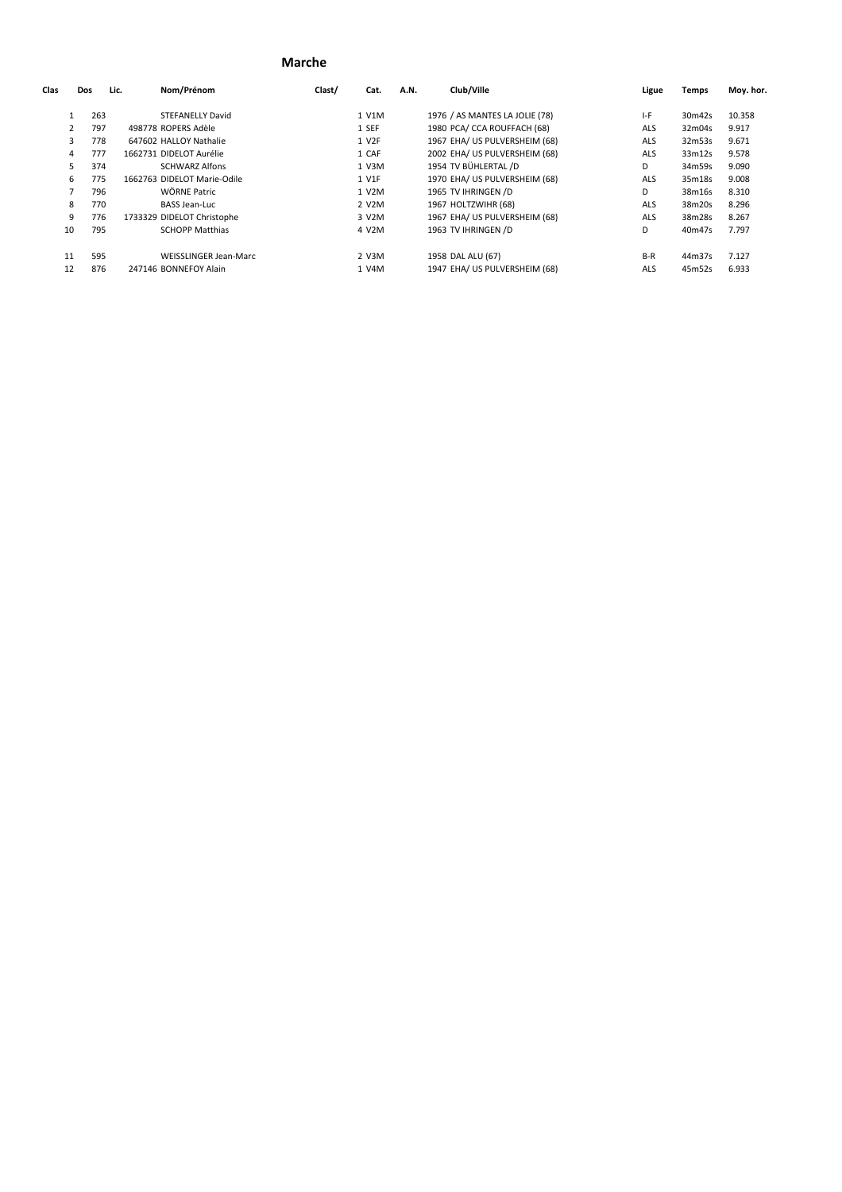# Marche

| Clas | Dos | Lic. | Nom/Prénom | Clast/ | Cat. | A.N. | Club/Ville | Ligue | Temps | Moy. hor. |
|---|---|---|---|---|---|---|---|---|---|---|
| 1 | 263 | | STEFANELLY David | | 1 V1M | 1976 | / AS MANTES LA JOLIE (78) | I-F | 30m42s | 10.358 |
| 2 | 797 | 498778 | ROPERS Adèle | | 1 SEF | 1980 | PCA/ CCA ROUFFACH (68) | ALS | 32m04s | 9.917 |
| 3 | 778 | 647602 | HALLOY Nathalie | | 1 V2F | 1967 | EHA/ US PULVERSHEIM (68) | ALS | 32m53s | 9.671 |
| 4 | 777 | 1662731 | DIDELOT Aurélie | | 1 CAF | 2002 | EHA/ US PULVERSHEIM (68) | ALS | 33m12s | 9.578 |
| 5 | 374 | | SCHWARZ Alfons | | 1 V3M | 1954 | TV BÜHLERTAL /D | D | 34m59s | 9.090 |
| 6 | 775 | 1662763 | DIDELOT Marie-Odile | | 1 V1F | 1970 | EHA/ US PULVERSHEIM (68) | ALS | 35m18s | 9.008 |
| 7 | 796 | | WÖRNE Patric | | 1 V2M | 1965 | TV IHRINGEN /D | D | 38m16s | 8.310 |
| 8 | 770 | | BASS Jean-Luc | | 2 V2M | 1967 | HOLTZWIHR (68) | ALS | 38m20s | 8.296 |
| 9 | 776 | 1733329 | DIDELOT Christophe | | 3 V2M | 1967 | EHA/ US PULVERSHEIM (68) | ALS | 38m28s | 8.267 |
| 10 | 795 | | SCHOPP Matthias | | 4 V2M | 1963 | TV IHRINGEN /D | D | 40m47s | 7.797 |
| 11 | 595 | | WEISSLINGER Jean-Marc | | 2 V3M | 1958 | DAL ALU (67) | B-R | 44m37s | 7.127 |
| 12 | 876 | 247146 | BONNEFOY Alain | | 1 V4M | 1947 | EHA/ US PULVERSHEIM (68) | ALS | 45m52s | 6.933 |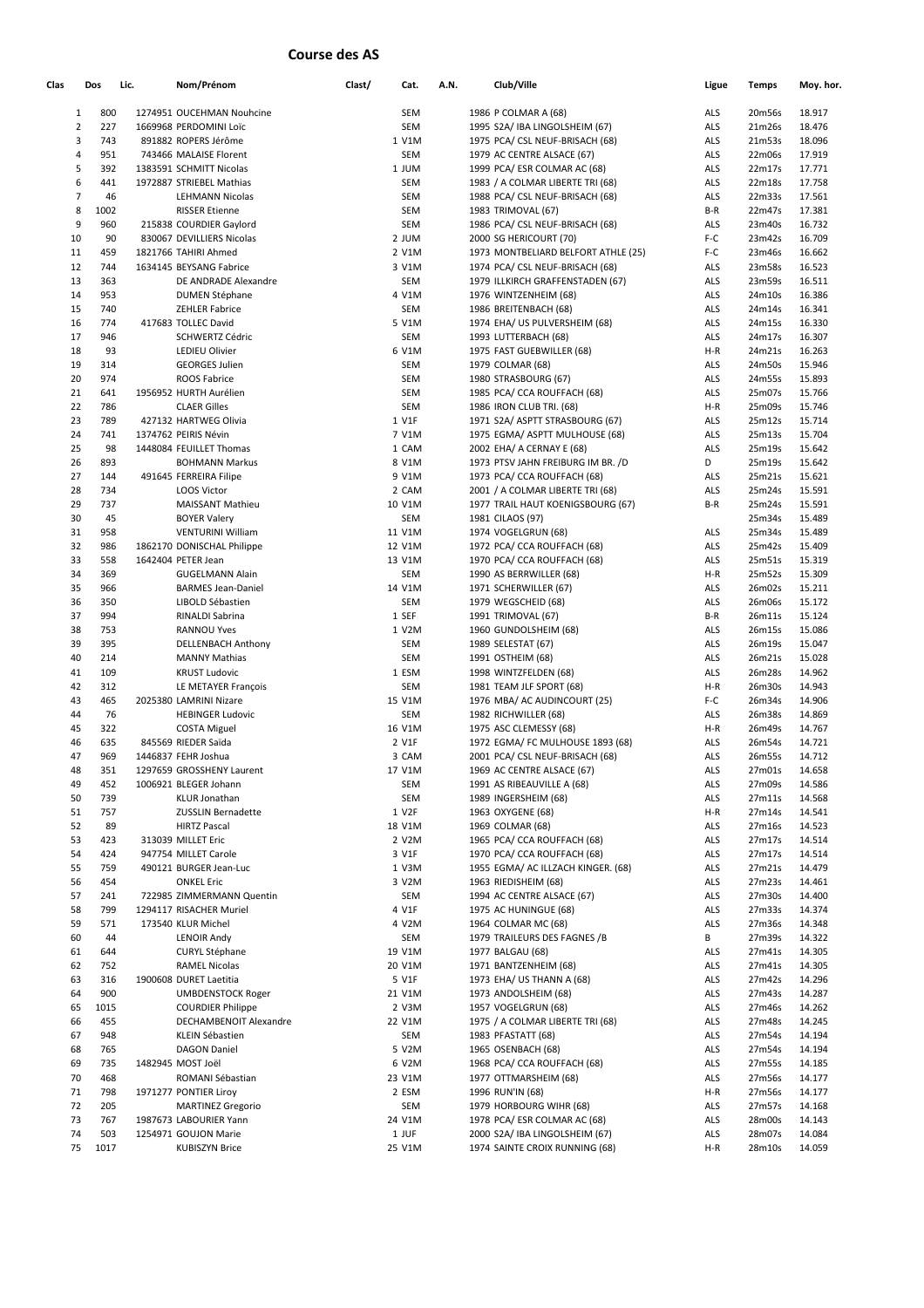# Course des AS

| Clas | Dos | Lic. | Nom/Prénom | Clast/ | Cat. | A.N. | Club/Ville | Ligue | Temps | Moy. hor. |
|---|---|---|---|---|---|---|---|---|---|---|
| 1 | 800 | 1274951 | OUCEHMAN Nouhcine | | SEM | 1986 | P COLMAR A (68) | ALS | 20m56s | 18.917 |
| 2 | 227 | 1669968 | PERDOMINI Loïc | | SEM | 1995 | S2A/ IBA LINGOLSHEIM (67) | ALS | 21m26s | 18.476 |
| 3 | 743 | 891882 | ROPERS Jérôme | 1 | V1M | 1975 | PCA/ CSL NEUF-BRISACH (68) | ALS | 21m53s | 18.096 |
| 4 | 951 | 743466 | MALAISE Florent | | SEM | 1979 | AC CENTRE ALSACE (67) | ALS | 22m06s | 17.919 |
| 5 | 392 | 1383591 | SCHMITT Nicolas | 1 | JUM | 1999 | PCA/ ESR COLMAR AC (68) | ALS | 22m17s | 17.771 |
| 6 | 441 | 1972887 | STRIEBEL Mathias | | SEM | 1983 | / A COLMAR LIBERTE TRI (68) | ALS | 22m18s | 17.758 |
| 7 | 46 | | LEHMANN Nicolas | | SEM | 1988 | PCA/ CSL NEUF-BRISACH (68) | ALS | 22m33s | 17.561 |
| 8 | 1002 | | RISSER Etienne | | SEM | 1983 | TRIMOVAL (67) | B-R | 22m47s | 17.381 |
| 9 | 960 | 215838 | COURDIER Gaylord | | SEM | 1986 | PCA/ CSL NEUF-BRISACH (68) | ALS | 23m40s | 16.732 |
| 10 | 90 | 830067 | DEVILLIERS Nicolas | 2 | JUM | 2000 | SG HERICOURT (70) | F-C | 23m42s | 16.709 |
| 11 | 459 | 1821766 | TAHIRI Ahmed | 2 | V1M | 1973 | MONTBELIARD BELFORT ATHLE (25) | F-C | 23m46s | 16.662 |
| 12 | 744 | 1634145 | BEYSANG Fabrice | 3 | V1M | 1974 | PCA/ CSL NEUF-BRISACH (68) | ALS | 23m58s | 16.523 |
| 13 | 363 | | DE ANDRADE Alexandre | | SEM | 1979 | ILLKIRCH GRAFFENSTADEN (67) | ALS | 23m59s | 16.511 |
| 14 | 953 | | DUMEN Stéphane | 4 | V1M | 1976 | WINTZENHEIM (68) | ALS | 24m10s | 16.386 |
| 15 | 740 | | ZEHLER Fabrice | | SEM | 1986 | BREITENBACH (68) | ALS | 24m14s | 16.341 |
| 16 | 774 | 417683 | TOLLEC David | 5 | V1M | 1974 | EHA/ US PULVERSHEIM (68) | ALS | 24m15s | 16.330 |
| 17 | 946 | | SCHWERTZ Cédric | | SEM | 1993 | LUTTERBACH (68) | ALS | 24m17s | 16.307 |
| 18 | 93 | | LEDIEU Olivier | 6 | V1M | 1975 | FAST GUEBWILLER (68) | H-R | 24m21s | 16.263 |
| 19 | 314 | | GEORGES Julien | | SEM | 1979 | COLMAR (68) | ALS | 24m50s | 15.946 |
| 20 | 974 | | ROOS Fabrice | | SEM | 1980 | STRASBOURG (67) | ALS | 24m55s | 15.893 |
| 21 | 641 | 1956952 | HURTH Aurélien | | SEM | 1985 | PCA/ CCA ROUFFACH (68) | ALS | 25m07s | 15.766 |
| 22 | 786 | | CLAER Gilles | | SEM | 1986 | IRON CLUB TRI. (68) | H-R | 25m09s | 15.746 |
| 23 | 789 | 427132 | HARTWEG Olivia | 1 | V1F | 1971 | S2A/ ASPTT STRASBOURG (67) | ALS | 25m12s | 15.714 |
| 24 | 741 | 1374762 | PEIRIS Névin | 7 | V1M | 1975 | EGMA/ ASPTT MULHOUSE (68) | ALS | 25m13s | 15.704 |
| 25 | 98 | 1448084 | FEUILLET Thomas | 1 | CAM | 2002 | EHA/ A CERNAY E (68) | ALS | 25m19s | 15.642 |
| 26 | 893 | | BOHMANN Markus | 8 | V1M | 1973 | PTSV JAHN FREIBURG IM BR. /D | D | 25m19s | 15.642 |
| 27 | 144 | 491645 | FERREIRA Filipe | 9 | V1M | 1973 | PCA/ CCA ROUFFACH (68) | ALS | 25m21s | 15.621 |
| 28 | 734 | | LOOS Victor | 2 | CAM | 2001 | / A COLMAR LIBERTE TRI (68) | ALS | 25m24s | 15.591 |
| 29 | 737 | | MAISSANT Mathieu | 10 | V1M | 1977 | TRAIL HAUT KOENIGSBOURG (67) | B-R | 25m24s | 15.591 |
| 30 | 45 | | BOYER Valery | | SEM | 1981 | CILAOS (97) | | 25m34s | 15.489 |
| 31 | 958 | | VENTURINI William | 11 | V1M | 1974 | VOGELGRUN (68) | ALS | 25m34s | 15.489 |
| 32 | 986 | 1862170 | DONISCHAL Philippe | 12 | V1M | 1972 | PCA/ CCA ROUFFACH (68) | ALS | 25m42s | 15.409 |
| 33 | 558 | 1642404 | PETER Jean | 13 | V1M | 1970 | PCA/ CCA ROUFFACH (68) | ALS | 25m51s | 15.319 |
| 34 | 369 | | GUGELMANN Alain | | SEM | 1990 | AS BERRWILLER (68) | H-R | 25m52s | 15.309 |
| 35 | 966 | | BARMES Jean-Daniel | 14 | V1M | 1971 | SCHERWILLER (67) | ALS | 26m02s | 15.211 |
| 36 | 350 | | LIBOLD Sébastien | | SEM | 1979 | WEGSCHEID (68) | ALS | 26m06s | 15.172 |
| 37 | 994 | | RINALDI Sabrina | 1 | SEF | 1991 | TRIMOVAL (67) | B-R | 26m11s | 15.124 |
| 38 | 753 | | RANNOU Yves | 1 | V2M | 1960 | GUNDOLSHEIM (68) | ALS | 26m15s | 15.086 |
| 39 | 395 | | DELLENBACH Anthony | | SEM | 1989 | SELESTAT (67) | ALS | 26m19s | 15.047 |
| 40 | 214 | | MANNY Mathias | | SEM | 1991 | OSTHEIM (68) | ALS | 26m21s | 15.028 |
| 41 | 109 | | KRUST Ludovic | 1 | ESM | 1998 | WINTZFELDEN (68) | ALS | 26m28s | 14.962 |
| 42 | 312 | | LE METAYER François | | SEM | 1981 | TEAM JLF SPORT (68) | H-R | 26m30s | 14.943 |
| 43 | 465 | 2025380 | LAMRINI Nizare | 15 | V1M | 1976 | MBA/ AC AUDINCOURT (25) | F-C | 26m34s | 14.906 |
| 44 | 76 | | HEBINGER Ludovic | | SEM | 1982 | RICHWILLER (68) | ALS | 26m38s | 14.869 |
| 45 | 322 | | COSTA Miguel | 16 | V1M | 1975 | ASC CLEMESSY (68) | H-R | 26m49s | 14.767 |
| 46 | 635 | 845569 | RIEDER Saïda | 2 | V1F | 1972 | EGMA/ FC MULHOUSE 1893 (68) | ALS | 26m54s | 14.721 |
| 47 | 969 | 1446837 | FEHR Joshua | 3 | CAM | 2001 | PCA/ CSL NEUF-BRISACH (68) | ALS | 26m55s | 14.712 |
| 48 | 351 | 1297659 | GROSSHENY Laurent | 17 | V1M | 1969 | AC CENTRE ALSACE (67) | ALS | 27m01s | 14.658 |
| 49 | 452 | 1006921 | BLEGER Johann | | SEM | 1991 | AS RIBEAUVILLE A (68) | ALS | 27m09s | 14.586 |
| 50 | 739 | | KLUR Jonathan | | SEM | 1989 | INGERSHEIM (68) | ALS | 27m11s | 14.568 |
| 51 | 757 | | ZUSSLIN Bernadette | 1 | V2F | 1963 | OXYGENE (68) | H-R | 27m14s | 14.541 |
| 52 | 89 | | HIRTZ Pascal | 18 | V1M | 1969 | COLMAR (68) | ALS | 27m16s | 14.523 |
| 53 | 423 | 313039 | MILLET Eric | 2 | V2M | 1965 | PCA/ CCA ROUFFACH (68) | ALS | 27m17s | 14.514 |
| 54 | 424 | 947754 | MILLET Carole | 3 | V1F | 1970 | PCA/ CCA ROUFFACH (68) | ALS | 27m17s | 14.514 |
| 55 | 759 | 490121 | BURGER Jean-Luc | 1 | V3M | 1955 | EGMA/ AC ILLZACH KINGER. (68) | ALS | 27m21s | 14.479 |
| 56 | 454 | | ONKEL Eric | 3 | V2M | 1963 | RIEDISHEIM (68) | ALS | 27m23s | 14.461 |
| 57 | 241 | 722985 | ZIMMERMANN Quentin | | SEM | 1994 | AC CENTRE ALSACE (67) | ALS | 27m30s | 14.400 |
| 58 | 799 | 1294117 | RISACHER Muriel | 4 | V1F | 1975 | AC HUNINGUE (68) | ALS | 27m33s | 14.374 |
| 59 | 571 | 173540 | KLUR Michel | 4 | V2M | 1964 | COLMAR MC (68) | ALS | 27m36s | 14.348 |
| 60 | 44 | | LENOIR Andy | | SEM | 1979 | TRAILEURS DES FAGNES /B | B | 27m39s | 14.322 |
| 61 | 644 | | CURYL Stéphane | 19 | V1M | 1977 | BALGAU (68) | ALS | 27m41s | 14.305 |
| 62 | 752 | | RAMEL Nicolas | 20 | V1M | 1971 | BANTZENHEIM (68) | ALS | 27m41s | 14.305 |
| 63 | 316 | 1900608 | DURET Laetitia | 5 | V1F | 1973 | EHA/ US THANN A (68) | ALS | 27m42s | 14.296 |
| 64 | 900 | | UMBDENSTOCK Roger | 21 | V1M | 1973 | ANDOLSHEIM (68) | ALS | 27m43s | 14.287 |
| 65 | 1015 | | COURDIER Philippe | 2 | V3M | 1957 | VOGELGRUN (68) | ALS | 27m46s | 14.262 |
| 66 | 455 | | DECHAMBENOIT Alexandre | 22 | V1M | 1975 | / A COLMAR LIBERTE TRI (68) | ALS | 27m48s | 14.245 |
| 67 | 948 | | KLEIN Sébastien | | SEM | 1983 | PFASTATT (68) | ALS | 27m54s | 14.194 |
| 68 | 765 | | DAGON Daniel | 5 | V2M | 1965 | OSENBACH (68) | ALS | 27m54s | 14.194 |
| 69 | 735 | 1482945 | MOST Joël | 6 | V2M | 1968 | PCA/ CCA ROUFFACH (68) | ALS | 27m55s | 14.185 |
| 70 | 468 | | ROMANI Sébastian | 23 | V1M | 1977 | OTTMARSHEIM (68) | ALS | 27m56s | 14.177 |
| 71 | 798 | 1971277 | PONTIER Liroy | 2 | ESM | 1996 | RUN'IN (68) | H-R | 27m56s | 14.177 |
| 72 | 205 | | MARTINEZ Gregorio | | SEM | 1979 | HORBOURG WIHR (68) | ALS | 27m57s | 14.168 |
| 73 | 767 | 1987673 | LABOURIER Yann | 24 | V1M | 1978 | PCA/ ESR COLMAR AC (68) | ALS | 28m00s | 14.143 |
| 74 | 503 | 1254971 | GOUJON Marie | 1 | JUF | 2000 | S2A/ IBA LINGOLSHEIM (67) | ALS | 28m07s | 14.084 |
| 75 | 1017 | | KUBISZYN Brice | 25 | V1M | 1974 | SAINTE CROIX RUNNING (68) | H-R | 28m10s | 14.059 |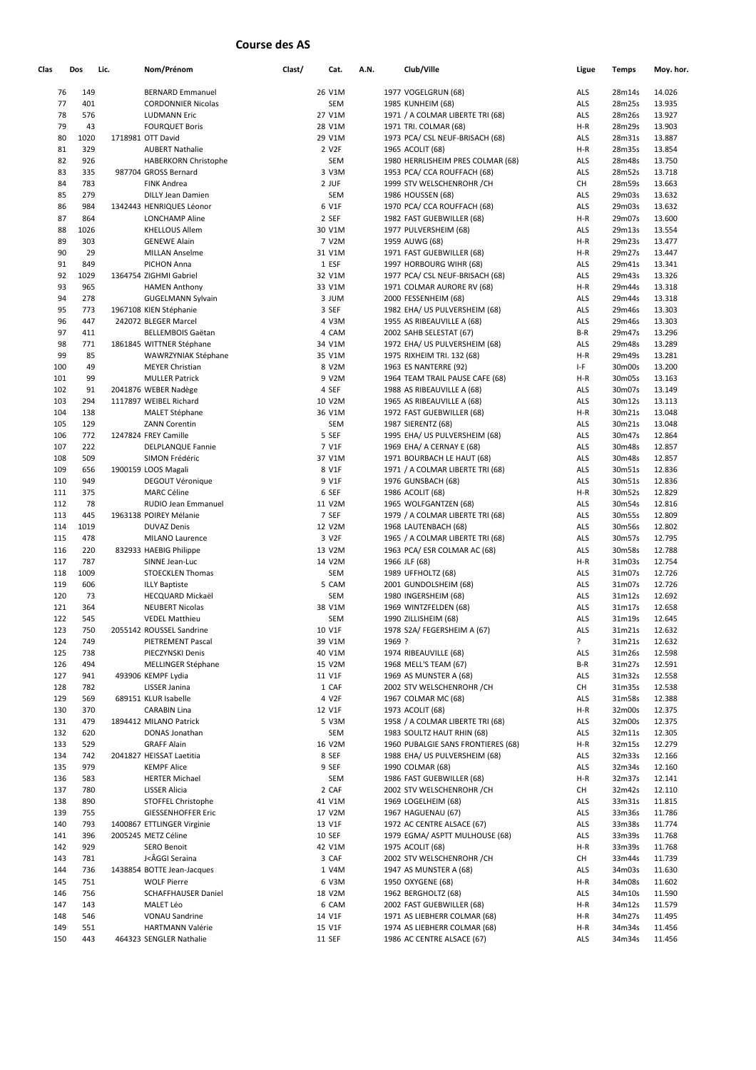# Course des AS

| Clas | Dos | Lic. | Nom/Prénom | Clast/ | Cat. | A.N. | Club/Ville | Ligue | Temps | Moy. hor. |
|---|---|---|---|---|---|---|---|---|---|---|
| 76 | 149 | | BERNARD Emmanuel | | 26 V1M | | 1977 VOGELGRUN (68) | ALS | 28m14s | 14.026 |
| 77 | 401 | | CORDONNIER Nicolas | | SEM | | 1985 KUNHEIM (68) | ALS | 28m25s | 13.935 |
| 78 | 576 | | LUDMANN Eric | | 27 V1M | | 1971 / A COLMAR LIBERTE TRI (68) | ALS | 28m26s | 13.927 |
| 79 | 43 | | FOURQUET Boris | | 28 V1M | | 1971 TRI. COLMAR (68) | H-R | 28m29s | 13.903 |
| 80 | 1020 | 1718981 | OTT David | | 29 V1M | | 1973 PCA/ CSL NEUF-BRISACH (68) | ALS | 28m31s | 13.887 |
| 81 | 329 | | AUBERT Nathalie | | 2 V2F | | 1965 ACOLIT (68) | H-R | 28m35s | 13.854 |
| 82 | 926 | | HABERKORN Christophe | | SEM | | 1980 HERRLISHEIM PRES COLMAR (68) | ALS | 28m48s | 13.750 |
| 83 | 335 | 987704 | GROSS Bernard | | 3 V3M | | 1953 PCA/ CCA ROUFFACH (68) | ALS | 28m52s | 13.718 |
| 84 | 783 | | FINK Andrea | | 2 JUF | | 1999 STV WELSCHENROHR /CH | CH | 28m59s | 13.663 |
| 85 | 279 | | DILLY Jean Damien | | SEM | | 1986 HOUSSEN (68) | ALS | 29m03s | 13.632 |
| 86 | 984 | 1342443 | HENRIQUES Léonor | | 6 V1F | | 1970 PCA/ CCA ROUFFACH (68) | ALS | 29m03s | 13.632 |
| 87 | 864 | | LONCHAMP Aline | | 2 SEF | | 1982 FAST GUEBWILLER (68) | H-R | 29m07s | 13.600 |
| 88 | 1026 | | KHELLOUS Allem | | 30 V1M | | 1977 PULVERSHEIM (68) | ALS | 29m13s | 13.554 |
| 89 | 303 | | GENEWE Alain | | 7 V2M | | 1959 AUWG (68) | H-R | 29m23s | 13.477 |
| 90 | 29 | | MILLAN Anselme | | 31 V1M | | 1971 FAST GUEBWILLER (68) | H-R | 29m27s | 13.447 |
| 91 | 849 | | PICHON Anna | | 1 ESF | | 1997 HORBOURG WIHR (68) | ALS | 29m41s | 13.341 |
| 92 | 1029 | 1364754 | ZIGHMI Gabriel | | 32 V1M | | 1977 PCA/ CSL NEUF-BRISACH (68) | ALS | 29m43s | 13.326 |
| 93 | 965 | | HAMEN Anthony | | 33 V1M | | 1971 COLMAR AURORE RV (68) | H-R | 29m44s | 13.318 |
| 94 | 278 | | GUGELMANN Sylvain | | 3 JUM | | 2000 FESSENHEIM (68) | ALS | 29m44s | 13.318 |
| 95 | 773 | 1967108 | KIEN Stéphanie | | 3 SEF | | 1982 EHA/ US PULVERSHEIM (68) | ALS | 29m46s | 13.303 |
| 96 | 447 | 242072 | BLEGER Marcel | | 4 V3M | | 1955 AS RIBEAUVILLE A (68) | ALS | 29m46s | 13.303 |
| 97 | 411 | | BELLEMBOIS Gaëtan | | 4 CAM | | 2002 SAHB SELESTAT (67) | B-R | 29m47s | 13.296 |
| 98 | 771 | 1861845 | WITTNER Stéphane | | 34 V1M | | 1972 EHA/ US PULVERSHEIM (68) | ALS | 29m48s | 13.289 |
| 99 | 85 | | WAWRZYNIAK Stéphane | | 35 V1M | | 1975 RIXHEIM TRI. 132 (68) | H-R | 29m49s | 13.281 |
| 100 | 49 | | MEYER Christian | | 8 V2M | | 1963 ES NANTERRE (92) | I-F | 30m00s | 13.200 |
| 101 | 99 | | MULLER Patrick | | 9 V2M | | 1964 TEAM TRAIL PAUSE CAFE (68) | H-R | 30m05s | 13.163 |
| 102 | 91 | 2041876 | WEBER Nadège | | 4 SEF | | 1988 AS RIBEAUVILLE A (68) | ALS | 30m07s | 13.149 |
| 103 | 294 | 1117897 | WEIBEL Richard | | 10 V2M | | 1965 AS RIBEAUVILLE A (68) | ALS | 30m12s | 13.113 |
| 104 | 138 | | MALET Stéphane | | 36 V1M | | 1972 FAST GUEBWILLER (68) | H-R | 30m21s | 13.048 |
| 105 | 129 | | ZANN Corentin | | SEM | | 1987 SIERENTZ (68) | ALS | 30m21s | 13.048 |
| 106 | 772 | 1247824 | FREY Camille | | 5 SEF | | 1995 EHA/ US PULVERSHEIM (68) | ALS | 30m47s | 12.864 |
| 107 | 222 | | DELPLANQUE Fannie | | 7 V1F | | 1969 EHA/ A CERNAY E (68) | ALS | 30m48s | 12.857 |
| 108 | 509 | | SIMON Frédéric | | 37 V1M | | 1971 BOURBACH LE HAUT (68) | ALS | 30m48s | 12.857 |
| 109 | 656 | 1900159 | LOOS Magali | | 8 V1F | | 1971 / A COLMAR LIBERTE TRI (68) | ALS | 30m51s | 12.836 |
| 110 | 949 | | DEGOUT Véronique | | 9 V1F | | 1976 GUNSBACH (68) | ALS | 30m51s | 12.836 |
| 111 | 375 | | MARC Céline | | 6 SEF | | 1986 ACOLIT (68) | H-R | 30m52s | 12.829 |
| 112 | 78 | | RUDIO Jean Emmanuel | | 11 V2M | | 1965 WOLFGANTZEN (68) | ALS | 30m54s | 12.816 |
| 113 | 445 | 1963138 | POIREY Mélanie | | 7 SEF | | 1979 / A COLMAR LIBERTE TRI (68) | ALS | 30m55s | 12.809 |
| 114 | 1019 | | DUVAZ Denis | | 12 V2M | | 1968 LAUTENBACH (68) | ALS | 30m56s | 12.802 |
| 115 | 478 | | MILANO Laurence | | 3 V2F | | 1965 / A COLMAR LIBERTE TRI (68) | ALS | 30m57s | 12.795 |
| 116 | 220 | 832933 | HAEBIG Philippe | | 13 V2M | | 1963 PCA/ ESR COLMAR AC (68) | ALS | 30m58s | 12.788 |
| 117 | 787 | | SINNE Jean-Luc | | 14 V2M | | 1966 JLF (68) | H-R | 31m03s | 12.754 |
| 118 | 1009 | | STOECKLEN Thomas | | SEM | | 1989 UFFHOLTZ (68) | ALS | 31m07s | 12.726 |
| 119 | 606 | | ILLY Baptiste | | 5 CAM | | 2001 GUNDOLSHEIM (68) | ALS | 31m07s | 12.726 |
| 120 | 73 | | HECQUARD Mickaël | | SEM | | 1980 INGERSHEIM (68) | ALS | 31m12s | 12.692 |
| 121 | 364 | | NEUBERT Nicolas | | 38 V1M | | 1969 WINTZFELDEN (68) | ALS | 31m17s | 12.658 |
| 122 | 545 | | VEDEL Matthieu | | SEM | | 1990 ZILLISHEIM (68) | ALS | 31m19s | 12.645 |
| 123 | 750 | 2055142 | ROUSSEL Sandrine | | 10 V1F | | 1978 S2A/ FEGERSHEIM A (67) | ALS | 31m21s | 12.632 |
| 124 | 749 | | PIETREMENT Pascal | | 39 V1M | | 1969 ? | ? | 31m21s | 12.632 |
| 125 | 738 | | PIECZYNSKI Denis | | 40 V1M | | 1974 RIBEAUVILLE (68) | ALS | 31m26s | 12.598 |
| 126 | 494 | | MELLINGER Stéphane | | 15 V2M | | 1968 MELL'S TEAM (67) | B-R | 31m27s | 12.591 |
| 127 | 941 | 493906 | KEMPF Lydia | | 11 V1F | | 1969 AS MUNSTER A (68) | ALS | 31m32s | 12.558 |
| 128 | 782 | | LISSER Janina | | 1 CAF | | 2002 STV WELSCHENROHR /CH | CH | 31m35s | 12.538 |
| 129 | 569 | 689151 | KLUR Isabelle | | 4 V2F | | 1967 COLMAR MC (68) | ALS | 31m58s | 12.388 |
| 130 | 370 | | CARABIN Lina | | 12 V1F | | 1973 ACOLIT (68) | H-R | 32m00s | 12.375 |
| 131 | 479 | 1894412 | MILANO Patrick | | 5 V3M | | 1958 / A COLMAR LIBERTE TRI (68) | ALS | 32m00s | 12.375 |
| 132 | 620 | | DONAS Jonathan | | SEM | | 1983 SOULTZ HAUT RHIN (68) | ALS | 32m11s | 12.305 |
| 133 | 529 | | GRAFF Alain | | 16 V2M | | 1960 PUBALGIE SANS FRONTIERES (68) | H-R | 32m15s | 12.279 |
| 134 | 742 | 2041827 | HEISSAT Laetitia | | 8 SEF | | 1988 EHA/ US PULVERSHEIM (68) | ALS | 32m33s | 12.166 |
| 135 | 979 | | KEMPF Alice | | 9 SEF | | 1990 COLMAR (68) | ALS | 32m34s | 12.160 |
| 136 | 583 | | HERTER Michael | | SEM | | 1986 FAST GUEBWILLER (68) | H-R | 32m37s | 12.141 |
| 137 | 780 | | LISSER Alicia | | 2 CAF | | 2002 STV WELSCHENROHR /CH | CH | 32m42s | 12.110 |
| 138 | 890 | | STOFFEL Christophe | | 41 V1M | | 1969 LOGELHEIM (68) | ALS | 33m31s | 11.815 |
| 139 | 755 | | GIESSENHOFFER Eric | | 17 V2M | | 1967 HAGUENAU (67) | ALS | 33m36s | 11.786 |
| 140 | 793 | 1400867 | ETTLINGER Virginie | | 13 V1F | | 1972 AC CENTRE ALSACE (67) | ALS | 33m38s | 11.774 |
| 141 | 396 | 2005245 | METZ Céline | | 10 SEF | | 1979 EGMA/ ASPTT MULHOUSE (68) | ALS | 33m39s | 11.768 |
| 142 | 929 | | SERO Benoit | | 42 V1M | | 1975 ACOLIT (68) | H-R | 33m39s | 11.768 |
| 143 | 781 | | J<ÃGGI Seraina | | 3 CAF | | 2002 STV WELSCHENROHR /CH | CH | 33m44s | 11.739 |
| 144 | 736 | 1438854 | BOTTE Jean-Jacques | | 1 V4M | | 1947 AS MUNSTER A (68) | ALS | 34m03s | 11.630 |
| 145 | 751 | | WOLF Pierre | | 6 V3M | | 1950 OXYGENE (68) | H-R | 34m08s | 11.602 |
| 146 | 756 | | SCHAFFHAUSER Daniel | | 18 V2M | | 1962 BERGHOLTZ (68) | ALS | 34m10s | 11.590 |
| 147 | 143 | | MALET Léo | | 6 CAM | | 2002 FAST GUEBWILLER (68) | H-R | 34m12s | 11.579 |
| 148 | 546 | | VONAU Sandrine | | 14 V1F | | 1971 AS LIEBHERR COLMAR (68) | H-R | 34m27s | 11.495 |
| 149 | 551 | | HARTMANN Valérie | | 15 V1F | | 1974 AS LIEBHERR COLMAR (68) | H-R | 34m34s | 11.456 |
| 150 | 443 | 464323 | SENGLER Nathalie | | 11 SEF | | 1986 AC CENTRE ALSACE (67) | ALS | 34m34s | 11.456 |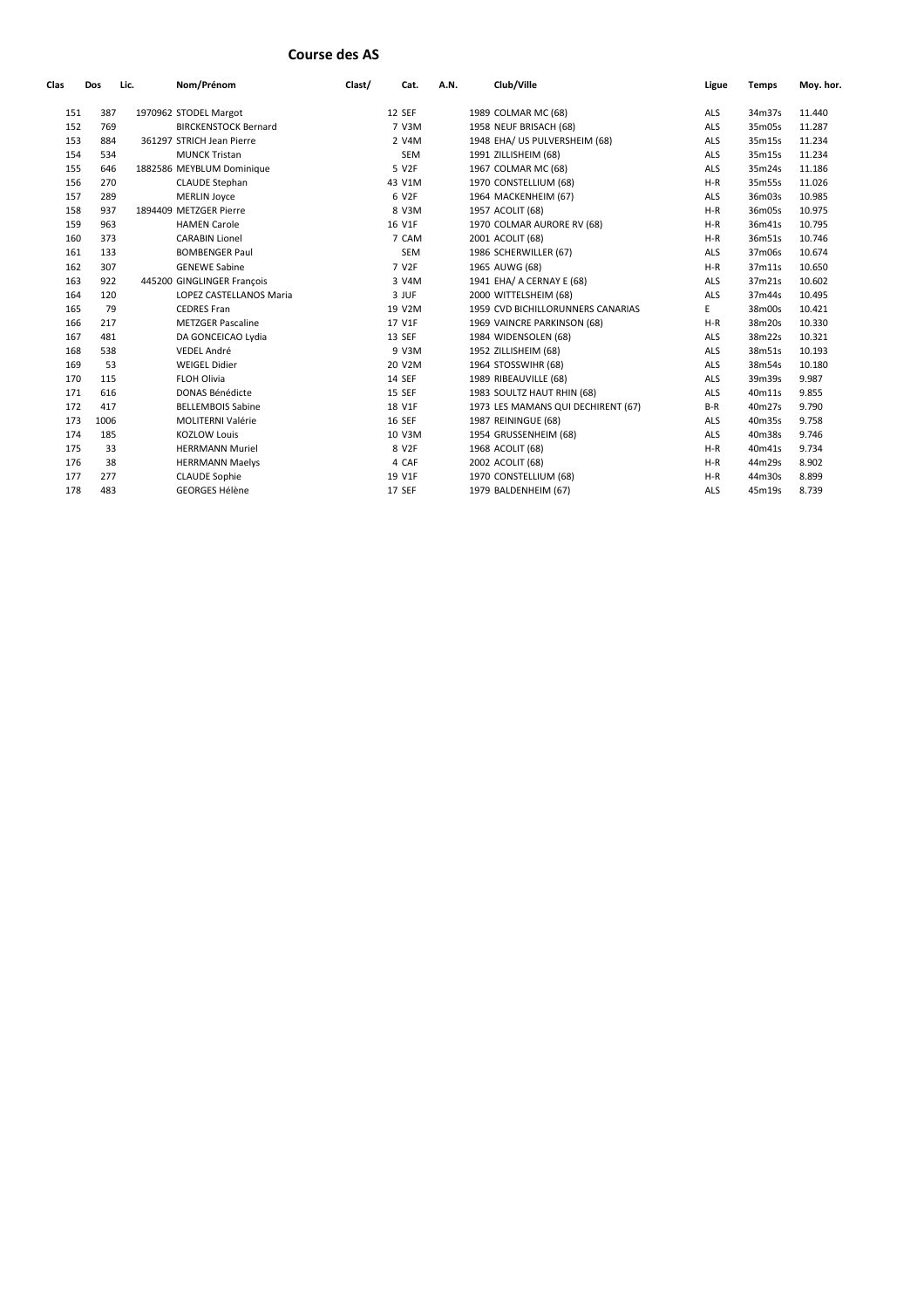# Course des AS

| Clas | Dos | Lic. | Nom/Prénom | Clast/ | Cat. | A.N. | Club/Ville | Ligue | Temps | Moy. hor. |
|---|---|---|---|---|---|---|---|---|---|---|
| 151 | 387 | 1970962 | STODEL Margot | | 12 SEF | 1989 | COLMAR MC (68) | ALS | 34m37s | 11.440 |
| 152 | 769 | | BIRCKENSTOCK Bernard | | 7 V3M | 1958 | NEUF BRISACH (68) | ALS | 35m05s | 11.287 |
| 153 | 884 | 361297 | STRICH Jean Pierre | | 2 V4M | 1948 | EHA/ US PULVERSHEIM (68) | ALS | 35m15s | 11.234 |
| 154 | 534 | | MUNCK Tristan | | SEM | 1991 | ZILLISHEIM (68) | ALS | 35m15s | 11.234 |
| 155 | 646 | 1882586 | MEYBLUM Dominique | | 5 V2F | 1967 | COLMAR MC (68) | ALS | 35m24s | 11.186 |
| 156 | 270 | | CLAUDE Stephan | | 43 V1M | 1970 | CONSTELLIUM (68) | H-R | 35m55s | 11.026 |
| 157 | 289 | | MERLIN Joyce | | 6 V2F | 1964 | MACKENHEIM (67) | ALS | 36m03s | 10.985 |
| 158 | 937 | 1894409 | METZGER Pierre | | 8 V3M | 1957 | ACOLIT (68) | H-R | 36m05s | 10.975 |
| 159 | 963 | | HAMEN Carole | | 16 V1F | 1970 | COLMAR AURORE RV (68) | H-R | 36m41s | 10.795 |
| 160 | 373 | | CARABIN Lionel | | 7 CAM | 2001 | ACOLIT (68) | H-R | 36m51s | 10.746 |
| 161 | 133 | | BOMBENGER Paul | | SEM | 1986 | SCHERWILLER (67) | ALS | 37m06s | 10.674 |
| 162 | 307 | | GENEWE Sabine | | 7 V2F | 1965 | AUWG (68) | H-R | 37m11s | 10.650 |
| 163 | 922 | 445200 | GINGLINGER François | | 3 V4M | 1941 | EHA/ A CERNAY E (68) | ALS | 37m21s | 10.602 |
| 164 | 120 | | LOPEZ CASTELLANOS Maria | | 3 JUF | 2000 | WITTELSHEIM (68) | ALS | 37m44s | 10.495 |
| 165 | 79 | | CEDRES Fran | | 19 V2M | 1959 | CVD BICHILLORUNNERS CANARIAS | E | 38m00s | 10.421 |
| 166 | 217 | | METZGER Pascaline | | 17 V1F | 1969 | VAINCRE PARKINSON (68) | H-R | 38m20s | 10.330 |
| 167 | 481 | | DA GONCEICAO Lydia | | 13 SEF | 1984 | WIDENSOLEN (68) | ALS | 38m22s | 10.321 |
| 168 | 538 | | VEDEL André | | 9 V3M | 1952 | ZILLISHEIM (68) | ALS | 38m51s | 10.193 |
| 169 | 53 | | WEIGEL Didier | | 20 V2M | 1964 | STOSSWIHR (68) | ALS | 38m54s | 10.180 |
| 170 | 115 | | FLOH Olivia | | 14 SEF | 1989 | RIBEAUVILLE (68) | ALS | 39m39s | 9.987 |
| 171 | 616 | | DONAS Bénédicte | | 15 SEF | 1983 | SOULTZ HAUT RHIN (68) | ALS | 40m11s | 9.855 |
| 172 | 417 | | BELLEMBOIS Sabine | | 18 V1F | 1973 | LES MAMANS QUI DECHIRENT (67) | B-R | 40m27s | 9.790 |
| 173 | 1006 | | MOLITERNI Valérie | | 16 SEF | 1987 | REININGUE (68) | ALS | 40m35s | 9.758 |
| 174 | 185 | | KOZLOW Louis | | 10 V3M | 1954 | GRUSSENHEIM (68) | ALS | 40m38s | 9.746 |
| 175 | 33 | | HERRMANN Muriel | | 8 V2F | 1968 | ACOLIT (68) | H-R | 40m41s | 9.734 |
| 176 | 38 | | HERRMANN Maelys | | 4 CAF | 2002 | ACOLIT (68) | H-R | 44m29s | 8.902 |
| 177 | 277 | | CLAUDE Sophie | | 19 V1F | 1970 | CONSTELLIUM (68) | H-R | 44m30s | 8.899 |
| 178 | 483 | | GEORGES Hélène | | 17 SEF | 1979 | BALDENHEIM (67) | ALS | 45m19s | 8.739 |